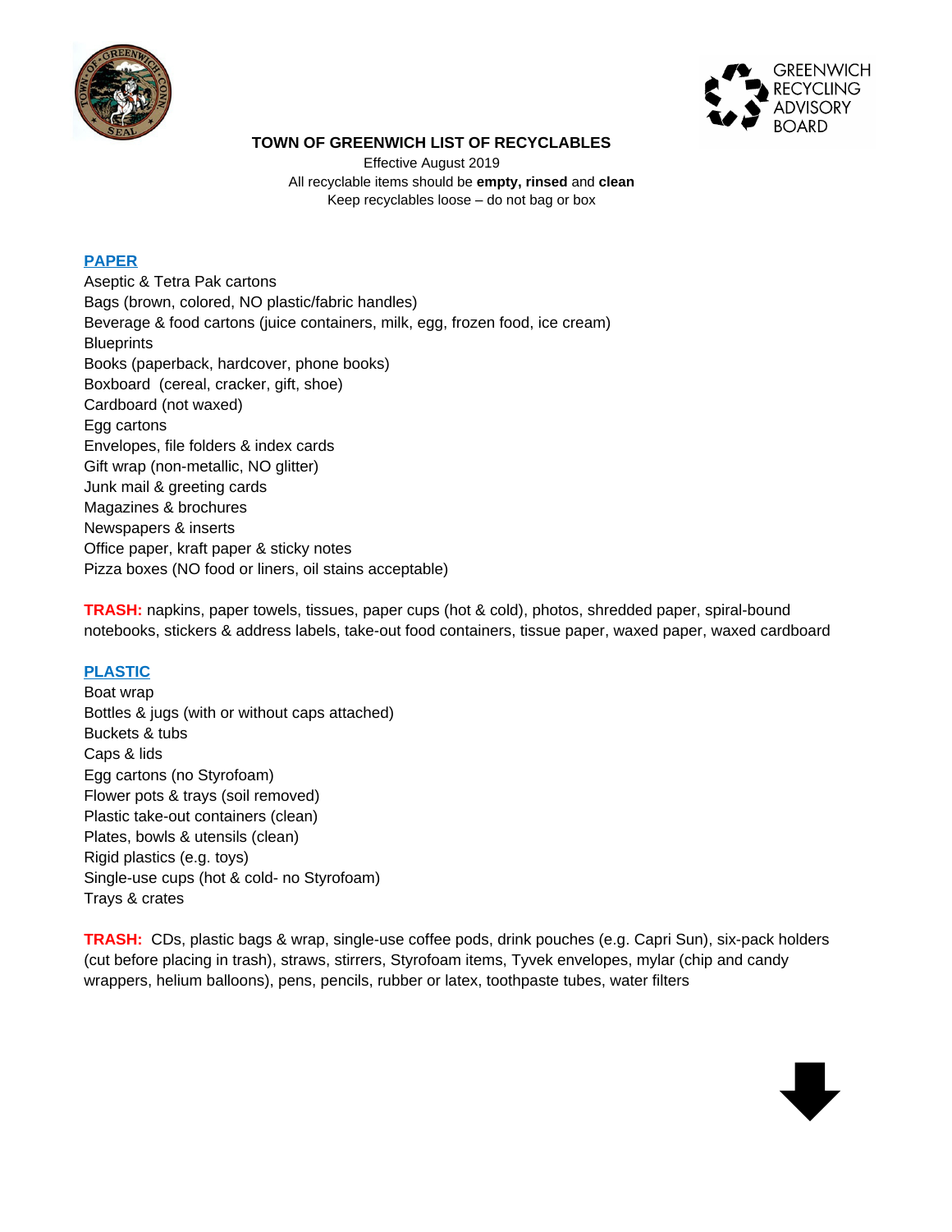GREENWICH RECYCLING ADVISORY BOARD

# TOWN OF GREENWICH LIST OF RECYCLABLES

Effective August 2019

All recyclable items should be **empty, rinsed** and **clean**

Keep recyclables loose – do not bag or box

## PAPER

Aseptic & Tetra Pak cartons
Bags (brown, colored, NO plastic/fabric handles)
Beverage & food cartons (juice containers, milk, egg, frozen food, ice cream)
Blueprints
Books (paperback, hardcover, phone books)
Boxboard (cereal, cracker, gift, shoe)
Cardboard (not waxed)
Egg cartons
Envelopes, file folders & index cards
Gift wrap (non-metallic, NO glitter)
Junk mail & greeting cards
Magazines & brochures
Newspapers & inserts
Office paper, kraft paper & sticky notes
Pizza boxes (NO food or liners, oil stains acceptable)

**TRASH:** napkins, paper towels, tissues, paper cups (hot & cold), photos, shredded paper, spiral-bound notebooks, stickers & address labels, take-out food containers, tissue paper, waxed paper, waxed cardboard

## PLASTIC

Boat wrap
Bottles & jugs (with or without caps attached)
Buckets & tubs
Caps & lids
Egg cartons (no Styrofoam)
Flower pots & trays (soil removed)
Plastic take-out containers (clean)
Plates, bowls & utensils (clean)
Rigid plastics (e.g. toys)
Single-use cups (hot & cold- no Styrofoam)
Trays & crates

**TRASH:** CDs, plastic bags & wrap, single-use coffee pods, drink pouches (e.g. Capri Sun), six-pack holders (cut before placing in trash), straws, stirrers, Styrofoam items, Tyvek envelopes, mylar (chip and candy wrappers, helium balloons), pens, pencils, rubber or latex, toothpaste tubes, water filters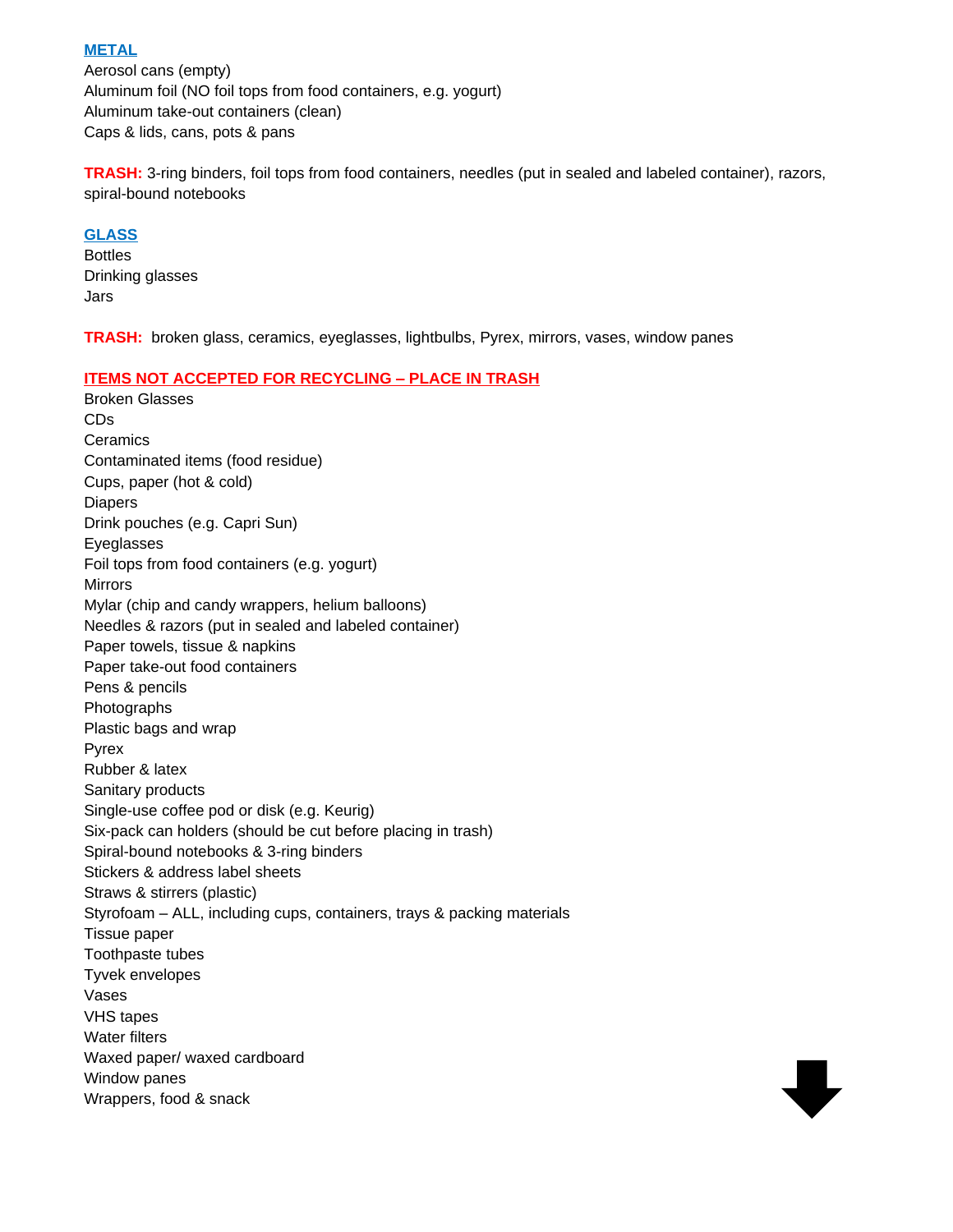## METAL

Aerosol cans (empty)
Aluminum foil (NO foil tops from food containers, e.g. yogurt)
Aluminum take-out containers (clean)
Caps & lids, cans, pots & pans

**TRASH:** 3-ring binders, foil tops from food containers, needles (put in sealed and labeled container), razors, spiral-bound notebooks

## GLASS

Bottles
Drinking glasses
Jars

**TRASH:** broken glass, ceramics, eyeglasses, lightbulbs, Pyrex, mirrors, vases, window panes

## ITEMS NOT ACCEPTED FOR RECYCLING – PLACE IN TRASH

Broken Glasses
CDs
Ceramics
Contaminated items (food residue)
Cups, paper (hot & cold)
Diapers
Drink pouches (e.g. Capri Sun)
Eyeglasses
Foil tops from food containers (e.g. yogurt)
Mirrors
Mylar (chip and candy wrappers, helium balloons)
Needles & razors (put in sealed and labeled container)
Paper towels, tissue & napkins
Paper take-out food containers
Pens & pencils
Photographs
Plastic bags and wrap
Pyrex
Rubber & latex
Sanitary products
Single-use coffee pod or disk (e.g. Keurig)
Six-pack can holders (should be cut before placing in trash)
Spiral-bound notebooks & 3-ring binders
Stickers & address label sheets
Straws & stirrers (plastic)
Styrofoam – ALL, including cups, containers, trays & packing materials
Tissue paper
Toothpaste tubes
Tyvek envelopes
Vases
VHS tapes
Water filters
Waxed paper/ waxed cardboard
Window panes
Wrappers, food & snack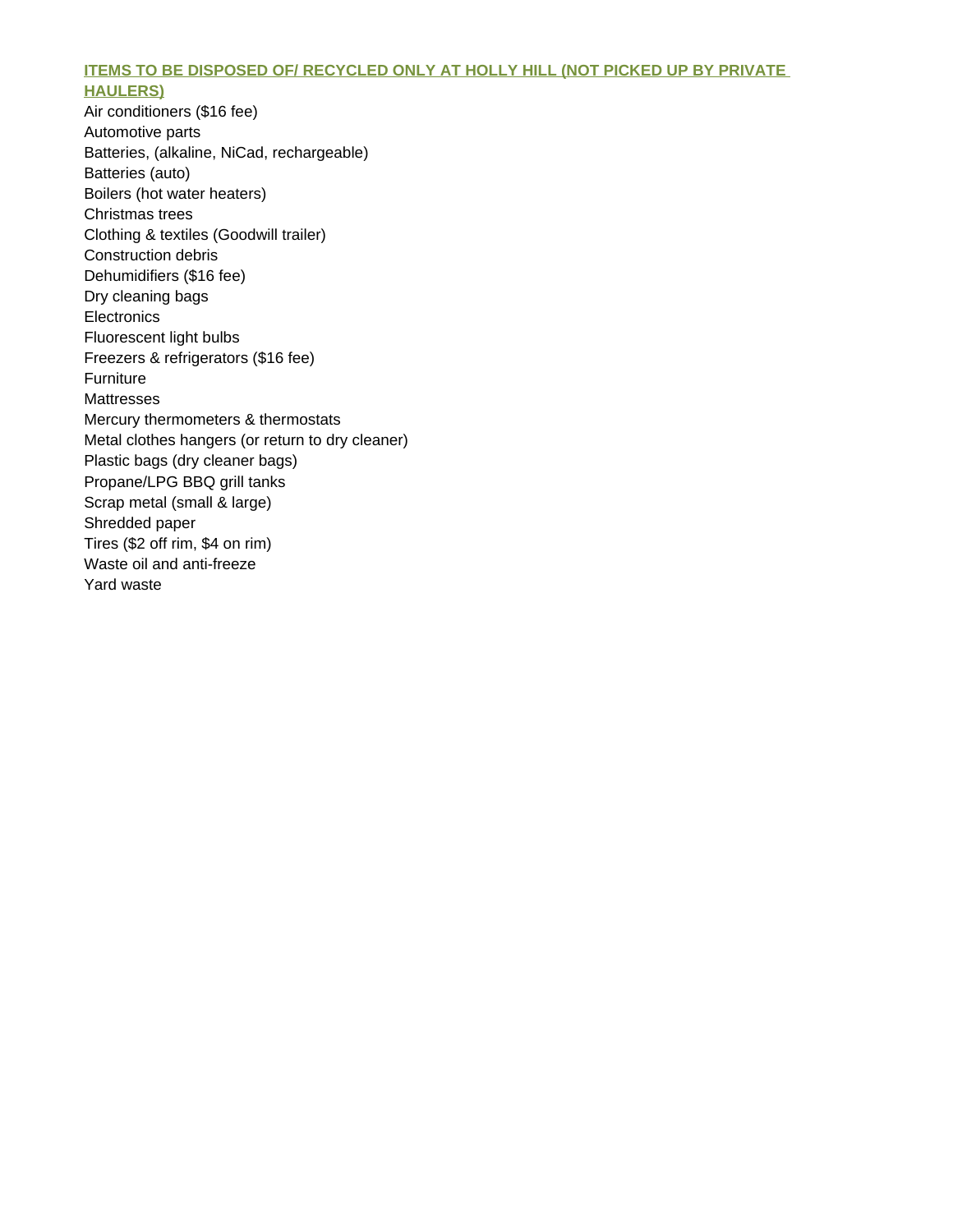**ITEMS TO BE DISPOSED OF/ RECYCLED ONLY AT HOLLY HILL (NOT PICKED UP BY PRIVATE HAULERS)**

Air conditioners ($16 fee)
Automotive parts
Batteries, (alkaline, NiCad, rechargeable)
Batteries (auto)
Boilers (hot water heaters)
Christmas trees
Clothing & textiles (Goodwill trailer)
Construction debris
Dehumidifiers ($16 fee)
Dry cleaning bags
Electronics
Fluorescent light bulbs
Freezers & refrigerators ($16 fee)
Furniture
Mattresses
Mercury thermometers & thermostats
Metal clothes hangers (or return to dry cleaner)
Plastic bags (dry cleaner bags)
Propane/LPG BBQ grill tanks
Scrap metal (small & large)
Shredded paper
Tires ($2 off rim, $4 on rim)
Waste oil and anti-freeze
Yard waste